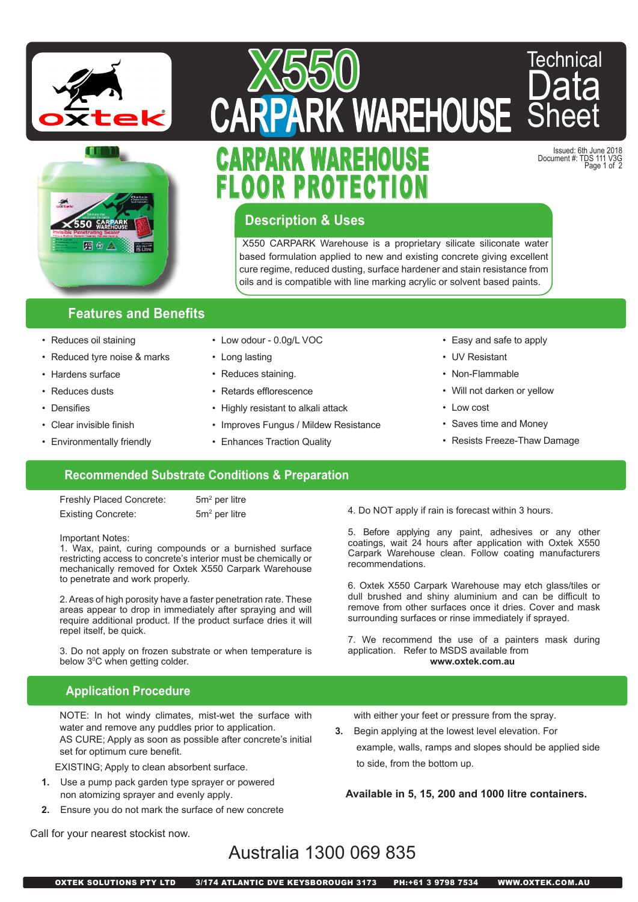# X550 CARPARK WAREHOUSE

Technical Data Sheet

## CARPARK WAREHOUSE FLOOR PROTECTION

Issued: 6th June 2018
Document #: TDS 111 V3G

## Description & Uses

X550 CARPARK Warehouse is a proprietary silicate siliconate water based formulation applied to new and existing concrete giving excellent cure regime, reduced dusting, surface hardener and stain resistance from oils and is compatible with line marking acrylic or solvent based paints.

## Features and Benefits

- Reduces oil staining
- Reduced tyre noise & marks
- Hardens surface
- Reduces dusts
- Densifies
- Clear invisible finish
- Environmentally friendly
- Low odour - 0.0g/L VOC
- Long lasting
- Reduces staining.
- Retards efflorescence
- Highly resistant to alkali attack
- Improves Fungus / Mildew Resistance
- Enhances Traction Quality
- Easy and safe to apply
- UV Resistant
- Non-Flammable
- Will not darken or yellow
- Low cost
- Saves time and Money
- Resists Freeze-Thaw Damage

## Recommended Substrate Conditions & Preparation

| | |
|---|---|
| Freshly Placed Concrete: | $5m^2$ per litre |
| Existing Concrete: | $5m^2$ per litre |

Important Notes:
1. Wax, paint, curing compounds or a burnished surface restricting access to concrete's interior must be chemically or mechanically removed for Oxtek X550 Carpark Warehouse to penetrate and work properly.

2. Areas of high porosity have a faster penetration rate. These areas appear to drop in immediately after spraying and will require additional product. If the product surface dries it will repel itself, be quick.

3. Do not apply on frozen substrate or when temperature is below $3^0$C when getting colder.

4. Do NOT apply if rain is forecast within 3 hours.

5. Before applying any paint, adhesives or any other coatings, wait 24 hours after application with Oxtek X550 Carpark Warehouse clean. Follow coating manufacturers recommendations.

6. Oxtek X550 Carpark Warehouse may etch glass/tiles or dull brushed and shiny aluminium and can be difficult to remove from other surfaces once it dries. Cover and mask surrounding surfaces or rinse immediately if sprayed.

7. We recommend the use of a painters mask during application. Refer to MSDS available from **www.oxtek.com.au**

## Application Procedure

NOTE: In hot windy climates, mist-wet the surface with water and remove any puddles prior to application.
AS CURE; Apply as soon as possible after concrete's initial set for optimum cure benefit.

EXISTING; Apply to clean absorbent surface.

1. Use a pump pack garden type sprayer or powered non atomizing sprayer and evenly apply.
2. Ensure you do not mark the surface of new concrete with either your feet or pressure from the spray.
3. Begin applying at the lowest level elevation. For example, walls, ramps and slopes should be applied side to side, from the bottom up.

**Available in 5, 15, 200 and 1000 litre containers.**

Call for your nearest stockist now.

Australia 1300 069 835

OXTEK SOLUTIONS PTY LTD 3/174 ATLANTIC DVE KEYSBOROUGH 3173 PH:+61 3 9798 7534 WWW.OXTEK.COM.AU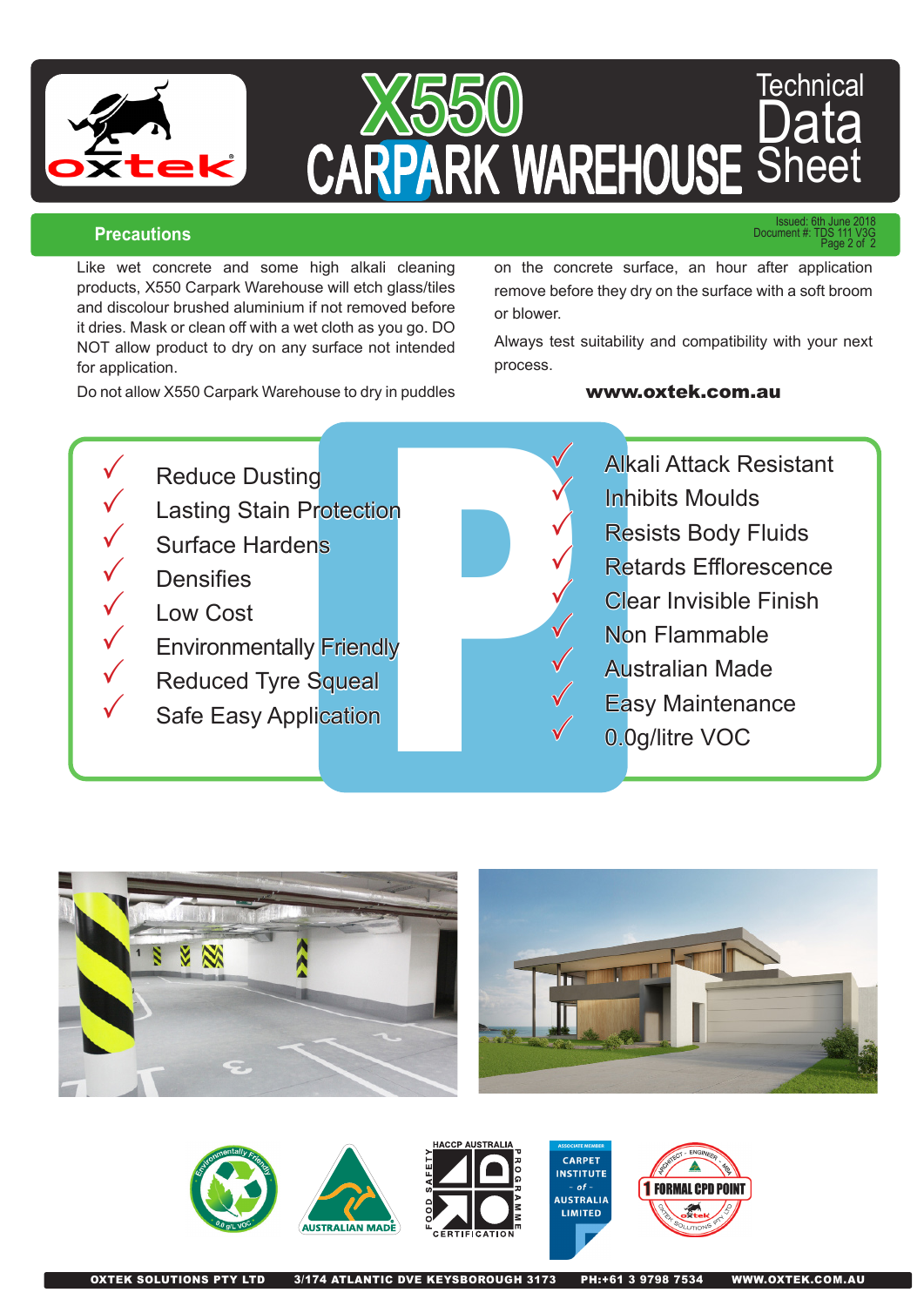# X550 CARPARK WAREHOUSE Technical Data Sheet

Issued: 6th June 2018
Document #: TDS 111 V3G

## Precautions

Like wet concrete and some high alkali cleaning products, X550 Carpark Warehouse will etch glass/tiles and discolour brushed aluminium if not removed before it dries. Mask or clean off with a wet cloth as you go. DO NOT allow product to dry on any surface not intended for application.

Do not allow X550 Carpark Warehouse to dry in puddles on the concrete surface, an hour after application remove before they dry on the surface with a soft broom or blower.

Always test suitability and compatibility with your next process.

**www.oxtek.com.au**

- ✓ Reduce Dusting
- ✓ Lasting Stain Protection
- ✓ Surface Hardens
- ✓ Densifies
- ✓ Low Cost
- ✓ Environmentally Friendly
- ✓ Reduced Tyre Squeal
- ✓ Safe Easy Application
- ✓ Alkali Attack Resistant
- ✓ Inhibits Moulds
- ✓ Resists Body Fluids
- ✓ Retards Efflorescence
- ✓ Clear Invisible Finish
- ✓ Non Flammable
- ✓ Australian Made
- ✓ Easy Maintenance
- ✓ 0.0g/litre VOC

OXTEK SOLUTIONS PTY LTD 3/174 ATLANTIC DVE KEYSBOROUGH 3173 PH:+61 3 9798 7534 WWW.OXTEK.COM.AU